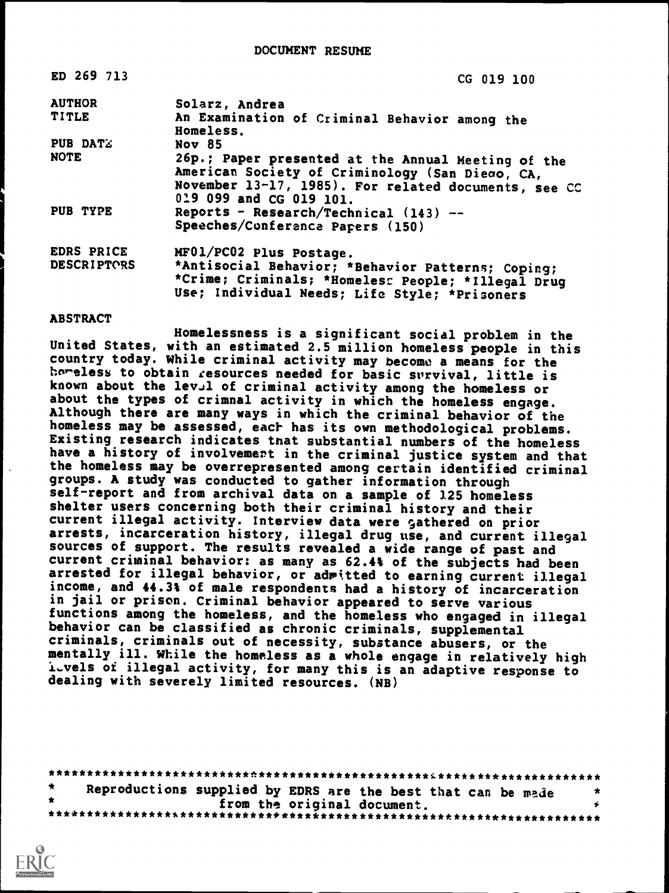# DOCUMENT RESUME

| | |
|---|---|
| ED 269 713 | CG 019 100 |
| AUTHOR | Solarz, Andrea |
| TITLE | An Examination of Criminal Behavior among the Homeless. |
| PUB DATE | Nov 85 |
| NOTE | 26p.; Paper presented at the Annual Meeting of the American Society of Criminology (San Dieoo, CA, November 13-17, 1985). For related documents, see CG 019 099 and CG 019 101. |
| PUB TYPE | Reports - Research/Technical (143) -- Speeches/Conference Papers (150) |
| EDRS PRICE | MF01/PC02 Plus Postage. |
| DESCRIPTORS | *Antisocial Behavior; *Behavior Patterns; Coping; *Crime; Criminals; *Homeless People; *Illegal Drug Use; Individual Needs; Life Style; *Prisoners |

## ABSTRACT

Homelessness is a significant social problem in the United States, with an estimated 2.5 million homeless people in this country today. While criminal activity may become a means for the homeless to obtain resources needed for basic survival, little is known about the level of criminal activity among the homeless or about the types of crimnal activity in which the homeless engage. Although there are many ways in which the criminal behavior of the homeless may be assessed, each has its own methodological problems. Existing research indicates that substantial numbers of the homeless have a history of involvement in the criminal justice system and that the homeless may be overrepresented among certain identified criminal groups. A study was conducted to gather information through self-report and from archival data on a sample of 125 homeless shelter users concerning both their criminal history and their current illegal activity. Interview data were gathered on prior arrests, incarceration history, illegal drug use, and current illegal sources of support. The results revealed a wide range of past and current criminal behavior: as many as 62.4% of the subjects had been arrested for illegal behavior, or admitted to earning current illegal income, and 44.3% of male respondents had a history of incarceration in jail or prison. Criminal behavior appeared to serve various functions among the homeless, and the homeless who engaged in illegal behavior can be classified as chronic criminals, supplemental criminals, criminals out of necessity, substance abusers, or the mentally ill. While the homeless as a whole engage in relatively high levels of illegal activity, for many this is an adaptive response to dealing with severely limited resources. (NB)

***********************************************************************
* Reproductions supplied by EDRS are the best that can be made *
* from the original document. *
***********************************************************************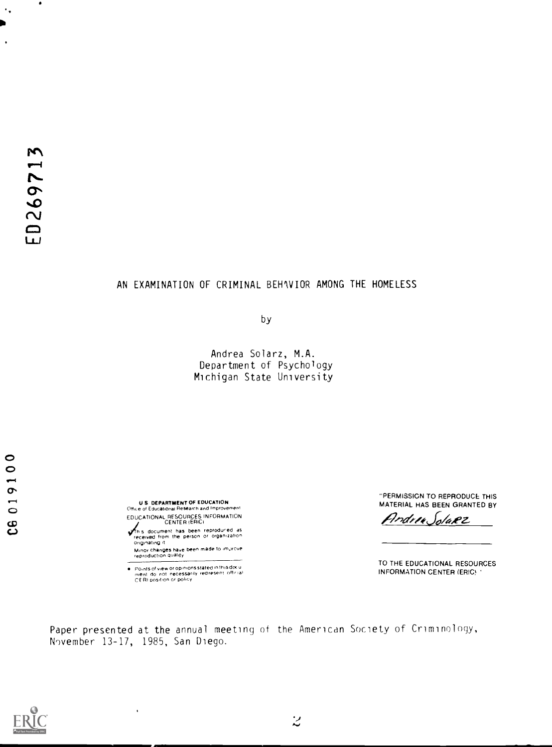ED269713

# AN EXAMINATION OF CRIMINAL BEHAVIOR AMONG THE HOMELESS

by

Andrea Solarz, M.A.
Department of Psychology
Michigan State University

CG 019100

U.S. DEPARTMENT OF EDUCATION
Office of Educational Research and Improvement
EDUCATIONAL RESOURCES INFORMATION CENTER (ERIC)

This document has been reproduced as received from the person or organization originating it.

Minor changes have been made to improve reproduction quality.

- Points of view or opinions stated in this document do not necessarily represent official OERI position or policy.

"PERMISSION TO REPRODUCE THIS MATERIAL HAS BEEN GRANTED BY

Andrea Solarz

TO THE EDUCATIONAL RESOURCES INFORMATION CENTER (ERIC)."

Paper presented at the annual meeting of the American Society of Criminology, November 13-17, 1985, San Diego.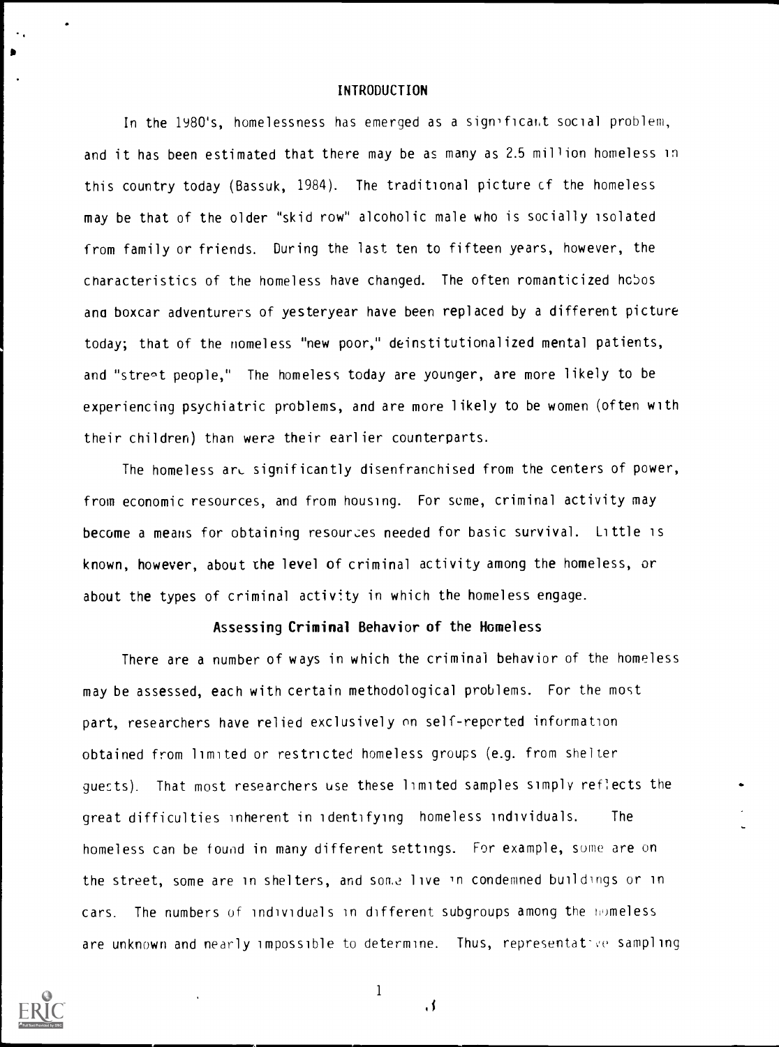# INTRODUCTION

In the 1980's, homelessness has emerged as a significant social problem, and it has been estimated that there may be as many as 2.5 million homeless in this country today (Bassuk, 1984). The traditional picture of the homeless may be that of the older "skid row" alcoholic male who is socially isolated from family or friends. During the last ten to fifteen years, however, the characteristics of the homeless have changed. The often romanticized hobos and boxcar adventurers of yesteryear have been replaced by a different picture today; that of the homeless "new poor," deinstitutionalized mental patients, and "street people," The homeless today are younger, are more likely to be experiencing psychiatric problems, and are more likely to be women (often with their children) than were their earlier counterparts.

The homeless are significantly disenfranchised from the centers of power, from economic resources, and from housing. For some, criminal activity may become a means for obtaining resources needed for basic survival. Little is known, however, about the level of criminal activity among the homeless, or about the types of criminal activity in which the homeless engage.

## Assessing Criminal Behavior of the Homeless

There are a number of ways in which the criminal behavior of the homeless may be assessed, each with certain methodological problems. For the most part, researchers have relied exclusively on self-reported information obtained from limited or restricted homeless groups (e.g. from shelter guests). That most researchers use these limited samples simply reflects the great difficulties inherent in identifying homeless individuals. The homeless can be found in many different settings. For example, some are on the street, some are in shelters, and some live in condemned buildings or in cars. The numbers of individuals in different subgroups among the homeless are unknown and nearly impossible to determine. Thus, representative sampling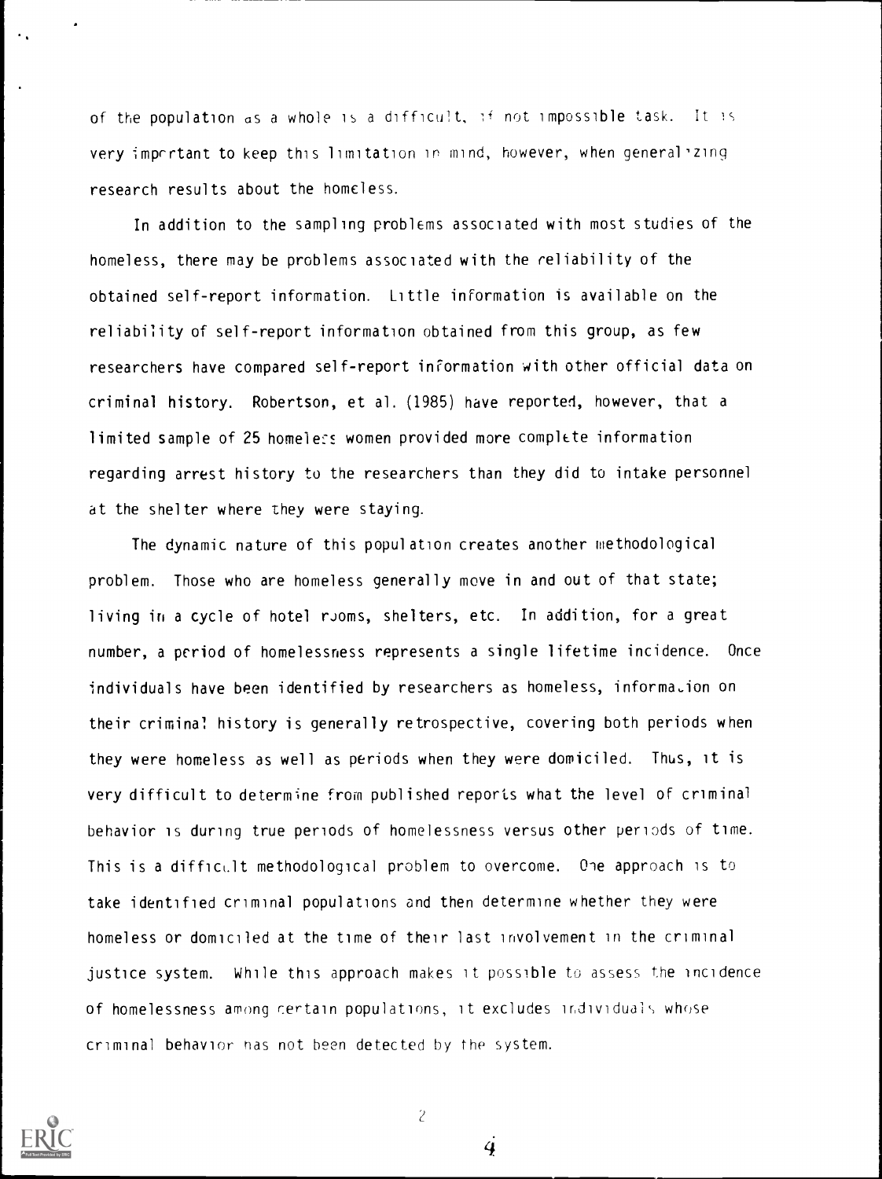of the population as a whole is a difficult, if not impossible task. It is very important to keep this limitation in mind, however, when generalizing research results about the homeless.

In addition to the sampling problems associated with most studies of the homeless, there may be problems associated with the reliability of the obtained self-report information. Little information is available on the reliability of self-report information obtained from this group, as few researchers have compared self-report information with other official data on criminal history. Robertson, et al. (1985) have reported, however, that a limited sample of 25 homeless women provided more complete information regarding arrest history to the researchers than they did to intake personnel at the shelter where they were staying.

The dynamic nature of this population creates another methodological problem. Those who are homeless generally move in and out of that state; living in a cycle of hotel rooms, shelters, etc. In addition, for a great number, a period of homelessness represents a single lifetime incidence. Once individuals have been identified by researchers as homeless, information on their criminal history is generally retrospective, covering both periods when they were homeless as well as periods when they were domiciled. Thus, it is very difficult to determine from published reports what the level of criminal behavior is during true periods of homelessness versus other periods of time. This is a difficult methodological problem to overcome. One approach is to take identified criminal populations and then determine whether they were homeless or domiciled at the time of their last involvement in the criminal justice system. While this approach makes it possible to assess the incidence of homelessness among certain populations, it excludes individuals whose criminal behavior has not been detected by the system.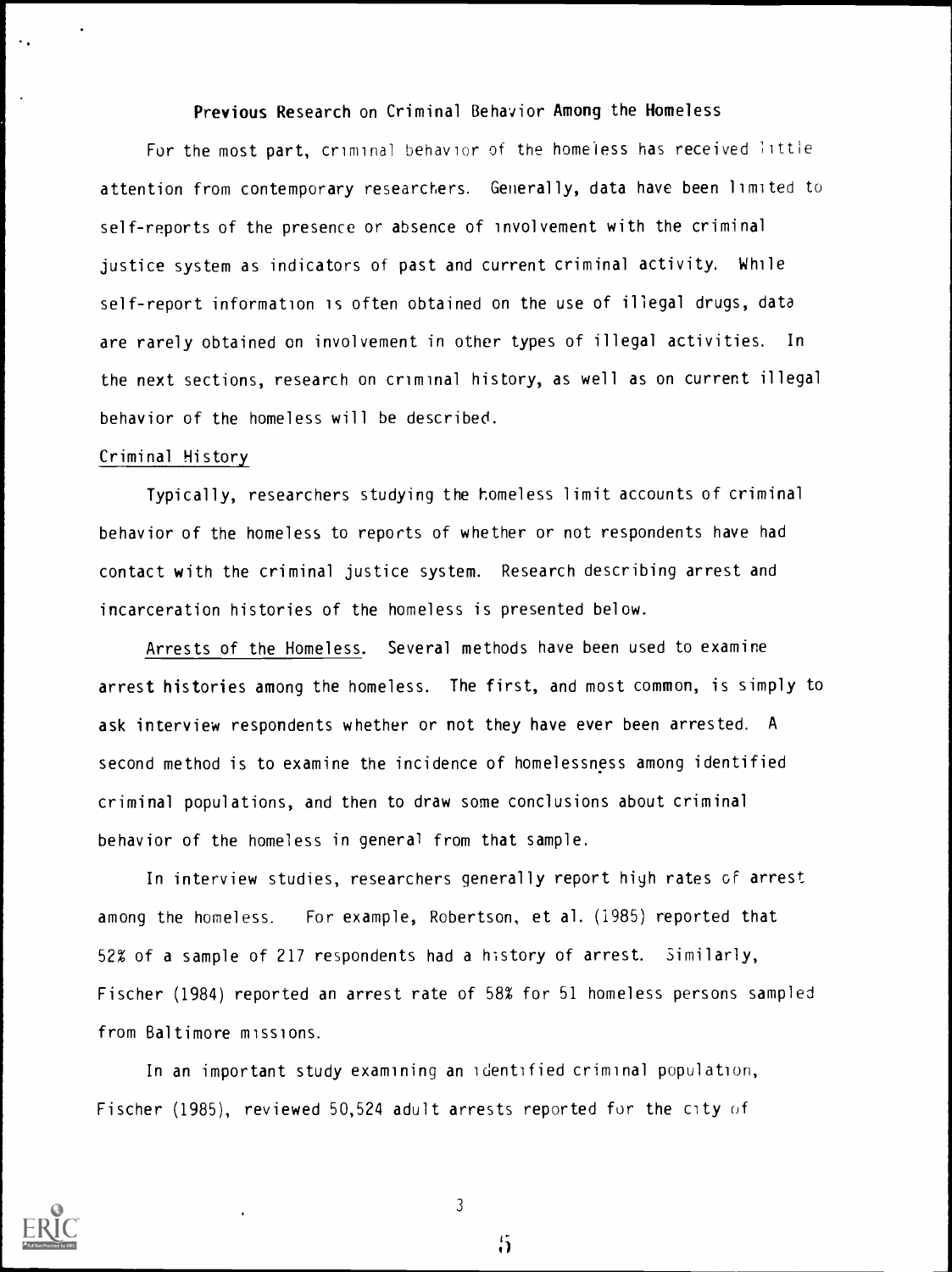## Previous Research on Criminal Behavior Among the Homeless

For the most part, criminal behavior of the homeless has received little attention from contemporary researchers. Generally, data have been limited to self-reports of the presence or absence of involvement with the criminal justice system as indicators of past and current criminal activity. While self-report information is often obtained on the use of illegal drugs, data are rarely obtained on involvement in other types of illegal activities. In the next sections, research on criminal history, as well as on current illegal behavior of the homeless will be described.

### Criminal History

Typically, researchers studying the homeless limit accounts of criminal behavior of the homeless to reports of whether or not respondents have had contact with the criminal justice system. Research describing arrest and incarceration histories of the homeless is presented below.

Arrests of the Homeless. Several methods have been used to examine arrest histories among the homeless. The first, and most common, is simply to ask interview respondents whether or not they have ever been arrested. A second method is to examine the incidence of homelessness among identified criminal populations, and then to draw some conclusions about criminal behavior of the homeless in general from that sample.

In interview studies, researchers generally report high rates of arrest among the homeless. For example, Robertson, et al. (1985) reported that 52% of a sample of 217 respondents had a history of arrest. Similarly, Fischer (1984) reported an arrest rate of 58% for 51 homeless persons sampled from Baltimore missions.

In an important study examining an identified criminal population, Fischer (1985), reviewed 50,524 adult arrests reported for the city of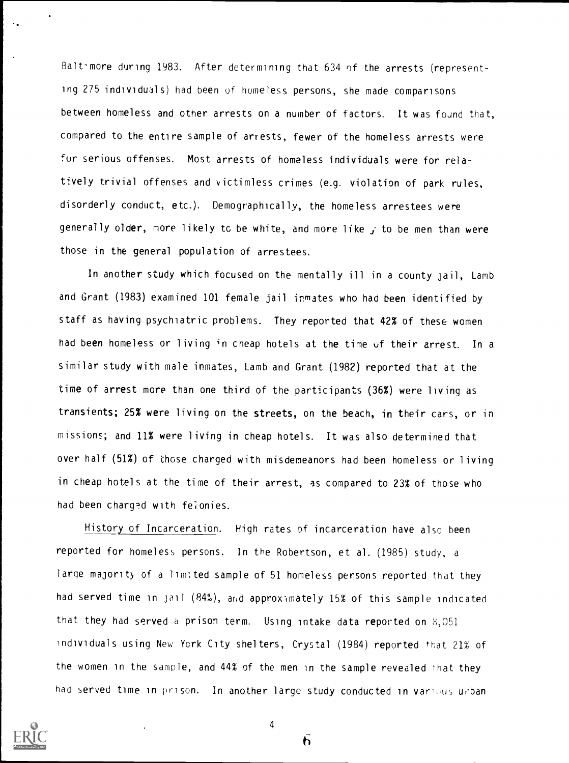Baltimore during 1983. After determining that 634 of the arrests (representing 275 individuals) had been of homeless persons, she made comparisons between homeless and other arrests on a number of factors. It was found that, compared to the entire sample of arrests, fewer of the homeless arrests were for serious offenses. Most arrests of homeless individuals were for relatively trivial offenses and victimless crimes (e.g. violation of park rules, disorderly conduct, etc.). Demographically, the homeless arrestees were generally older, more likely to be white, and more likely to be men than were those in the general population of arrestees.

In another study which focused on the mentally ill in a county jail, Lamb and Grant (1983) examined 101 female jail inmates who had been identified by staff as having psychiatric problems. They reported that 42% of these women had been homeless or living in cheap hotels at the time of their arrest. In a similar study with male inmates, Lamb and Grant (1982) reported that at the time of arrest more than one third of the participants (36%) were living as transients; 25% were living on the streets, on the beach, in their cars, or in missions; and 11% were living in cheap hotels. It was also determined that over half (51%) of those charged with misdemeanors had been homeless or living in cheap hotels at the time of their arrest, as compared to 23% of those who had been charged with felonies.

History of Incarceration. High rates of incarceration have also been reported for homeless persons. In the Robertson, et al. (1985) study, a large majority of a limited sample of 51 homeless persons reported that they had served time in jail (84%), and approximately 15% of this sample indicated that they had served a prison term. Using intake data reported on 8,051 individuals using New York City shelters, Crystal (1984) reported that 21% of the women in the sample, and 44% of the men in the sample revealed that they had served time in prison. In another large study conducted in various urban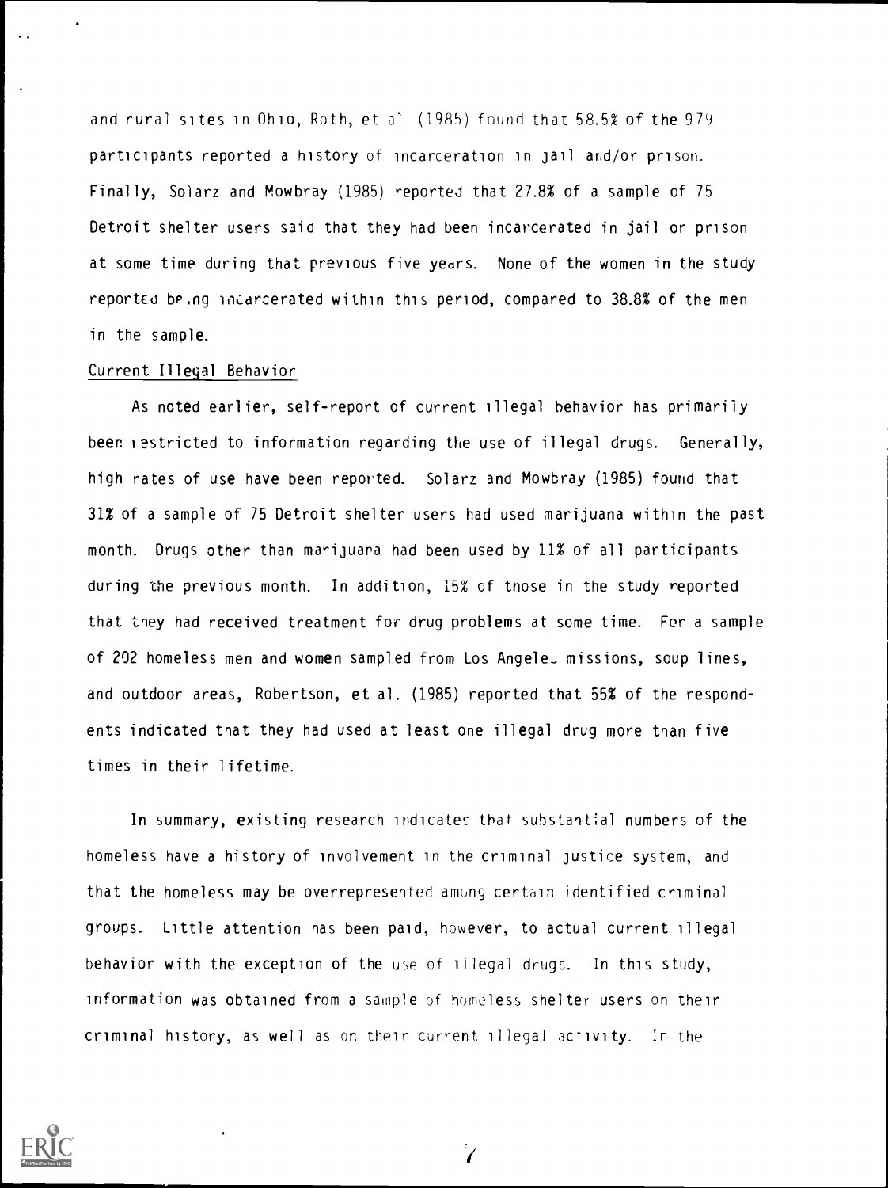and rural sites in Ohio, Roth, et al. (1985) found that 58.5% of the 979 participants reported a history of incarceration in jail and/or prison. Finally, Solarz and Mowbray (1985) reported that 27.8% of a sample of 75 Detroit shelter users said that they had been incarcerated in jail or prison at some time during that previous five years. None of the women in the study reported being incarcerated within this period, compared to 38.8% of the men in the sample.

## Current Illegal Behavior

As noted earlier, self-report of current illegal behavior has primarily been restricted to information regarding the use of illegal drugs. Generally, high rates of use have been reported. Solarz and Mowbray (1985) found that 31% of a sample of 75 Detroit shelter users had used marijuana within the past month. Drugs other than marijuana had been used by 11% of all participants during the previous month. In addition, 15% of those in the study reported that they had received treatment for drug problems at some time. For a sample of 202 homeless men and women sampled from Los Angeles missions, soup lines, and outdoor areas, Robertson, et al. (1985) reported that 55% of the respondents indicated that they had used at least one illegal drug more than five times in their lifetime.

In summary, existing research indicates that substantial numbers of the homeless have a history of involvement in the criminal justice system, and that the homeless may be overrepresented among certain identified criminal groups. Little attention has been paid, however, to actual current illegal behavior with the exception of the use of illegal drugs. In this study, information was obtained from a sample of homeless shelter users on their criminal history, as well as on their current illegal activity. In the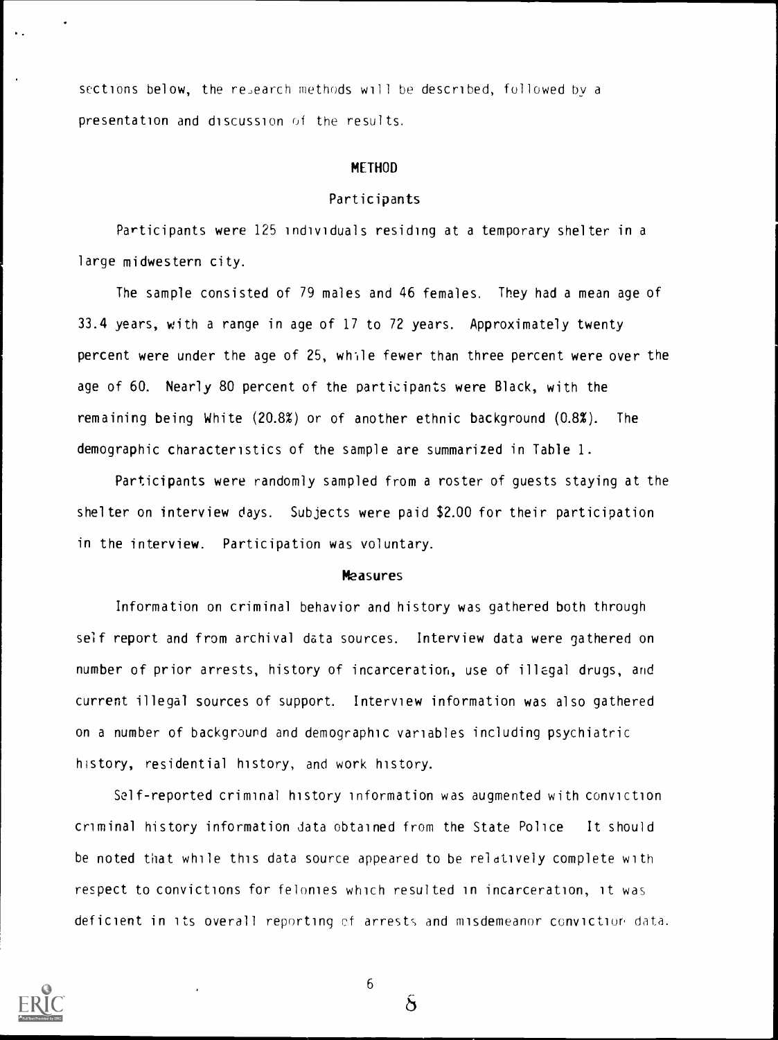sections below, the research methods will be described, followed by a presentation and discussion of the results.

## METHOD

### Participants

Participants were 125 individuals residing at a temporary shelter in a large midwestern city.

The sample consisted of 79 males and 46 females. They had a mean age of 33.4 years, with a range in age of 17 to 72 years. Approximately twenty percent were under the age of 25, while fewer than three percent were over the age of 60. Nearly 80 percent of the participants were Black, with the remaining being White (20.8%) or of another ethnic background (0.8%). The demographic characteristics of the sample are summarized in Table 1.

Participants were randomly sampled from a roster of guests staying at the shelter on interview days. Subjects were paid $2.00 for their participation in the interview. Participation was voluntary.

### Measures

Information on criminal behavior and history was gathered both through self report and from archival data sources. Interview data were gathered on number of prior arrests, history of incarceration, use of illegal drugs, and current illegal sources of support. Interview information was also gathered on a number of background and demographic variables including psychiatric history, residential history, and work history.

Self-reported criminal history information was augmented with conviction criminal history information data obtained from the State Police. It should be noted that while this data source appeared to be relatively complete with respect to convictions for felonies which resulted in incarceration, it was deficient in its overall reporting of arrests and misdemeanor conviction data.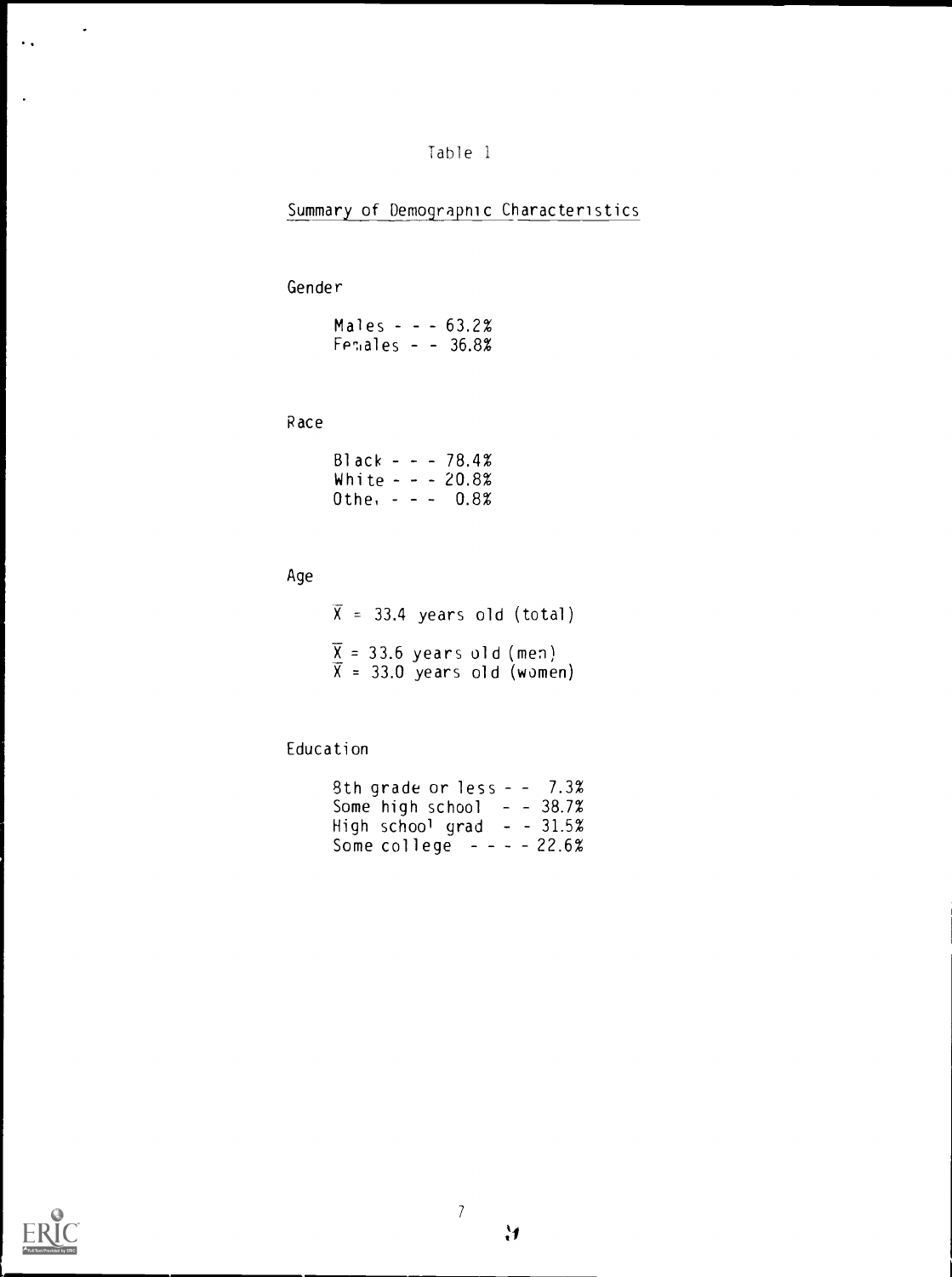Table 1

Summary of Demographic Characteristics

Gender

Males - - - 63.2%
Females - - 36.8%

Race

Black - - - 78.4%
White - - - 20.8%
Other - - - 0.8%

Age

$\overline{X}$ = 33.4 years old (total)

$\overline{X}$ = 33.6 years old (men)
$\overline{X}$ = 33.0 years old (women)

Education

8th grade or less - - 7.3%
Some high school - - 38.7%
High school grad - - 31.5%
Some college - - - - 22.6%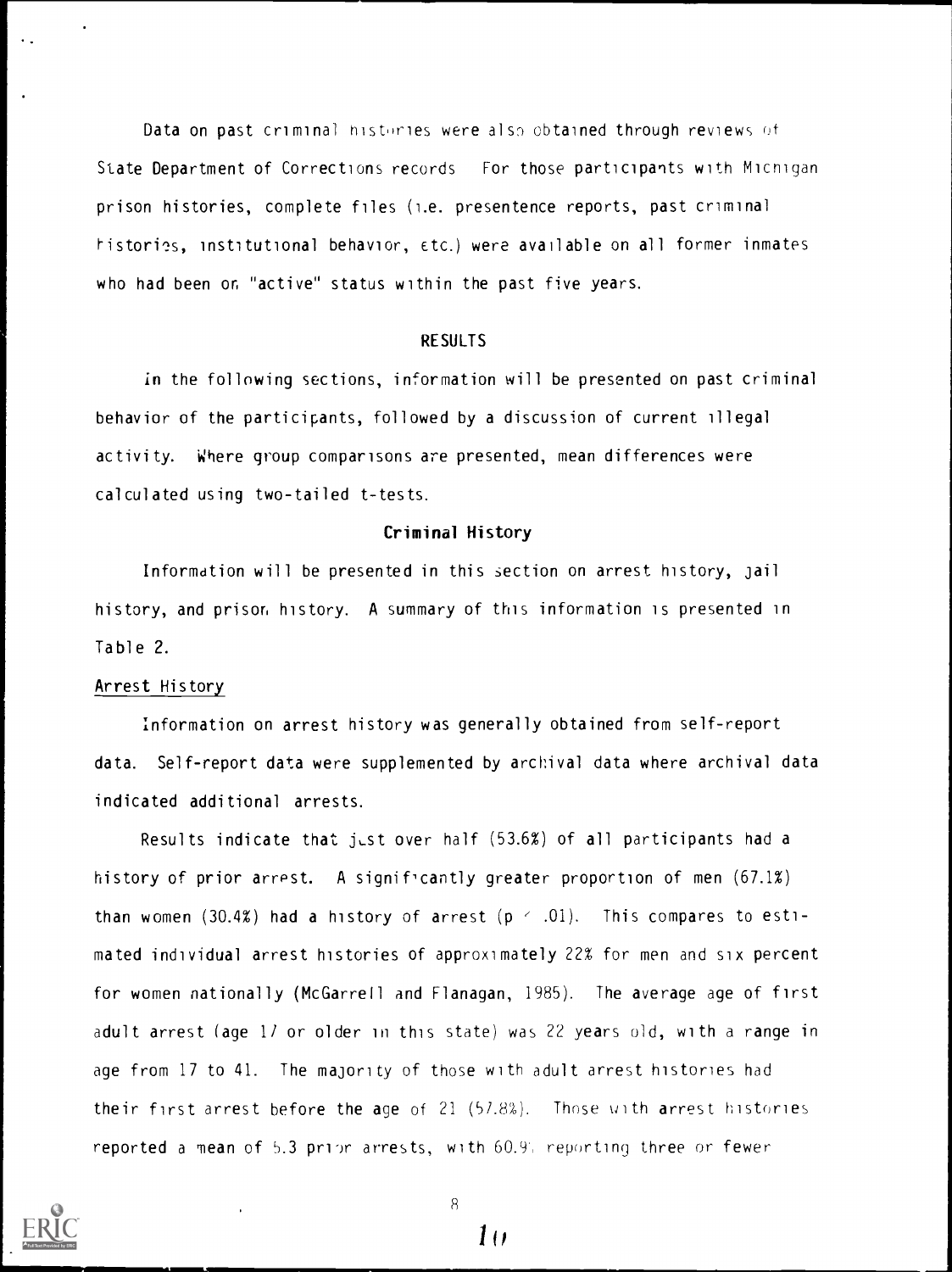Data on past criminal histories were also obtained through reviews of State Department of Corrections records. For those participants with Michigan prison histories, complete files (i.e. presentence reports, past criminal histories, institutional behavior, etc.) were available on all former inmates who had been on "active" status within the past five years.

## RESULTS

In the following sections, information will be presented on past criminal behavior of the participants, followed by a discussion of current illegal activity. Where group comparisons are presented, mean differences were calculated using two-tailed t-tests.

### Criminal History

Information will be presented in this section on arrest history, jail history, and prison history. A summary of this information is presented in Table 2.

#### Arrest History

Information on arrest history was generally obtained from self-report data. Self-report data were supplemented by archival data where archival data indicated additional arrests.

Results indicate that just over half (53.6%) of all participants had a history of prior arrest. A significantly greater proportion of men (67.1%) than women (30.4%) had a history of arrest ($p < .01$). This compares to estimated individual arrest histories of approximately 22% for men and six percent for women nationally (McGarrell and Flanagan, 1985). The average age of first adult arrest (age 17 or older in this state) was 22 years old, with a range in age from 17 to 41. The majority of those with adult arrest histories had their first arrest before the age of 21 (57.8%). Those with arrest histories reported a mean of 5.3 prior arrests, with 60.9% reporting three or fewer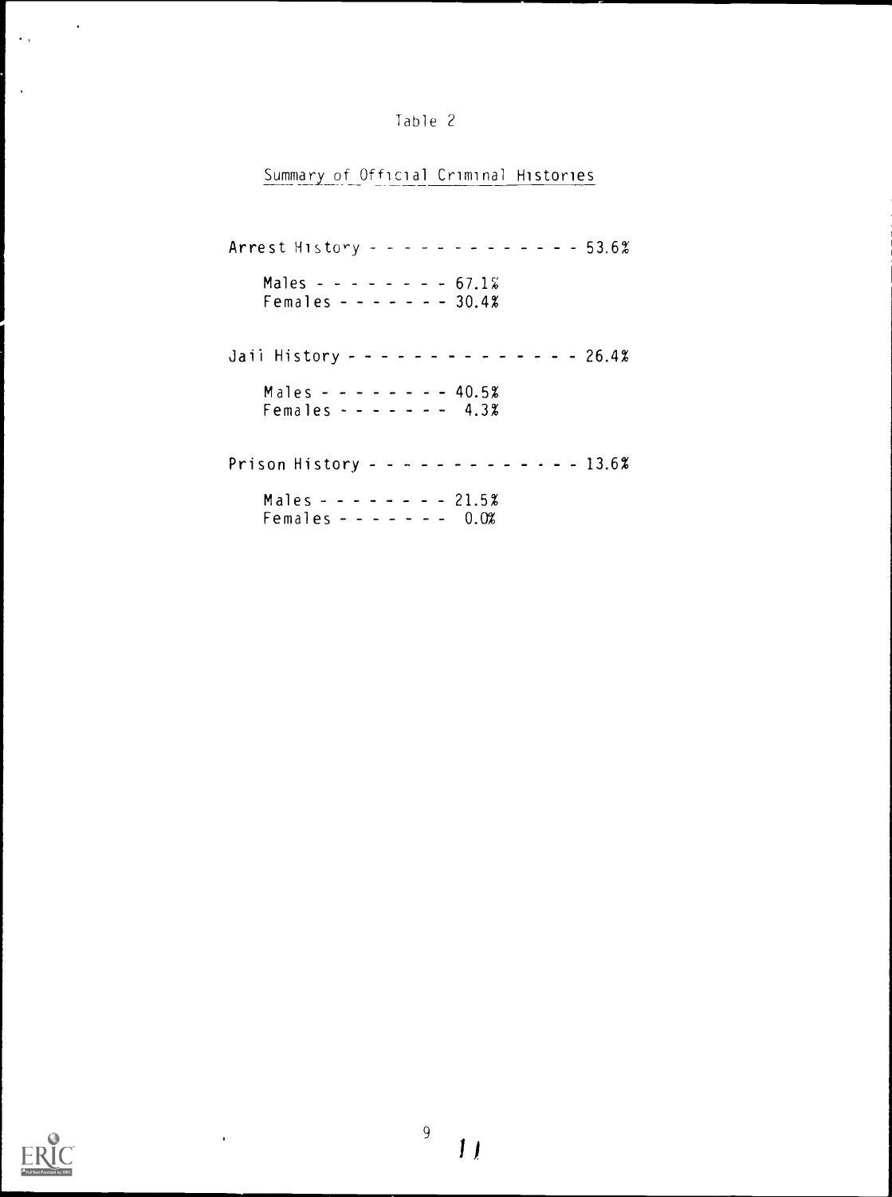Table 2

Summary of Official Criminal Histories

| Category | Percentage |
|---|---|
| Arrest History | 53.6% |
| Males | 67.1% |
| Females | 30.4% |
| Jail History | 26.4% |
| Males | 40.5% |
| Females | 4.3% |
| Prison History | 13.6% |
| Males | 21.5% |
| Females | 0.0% |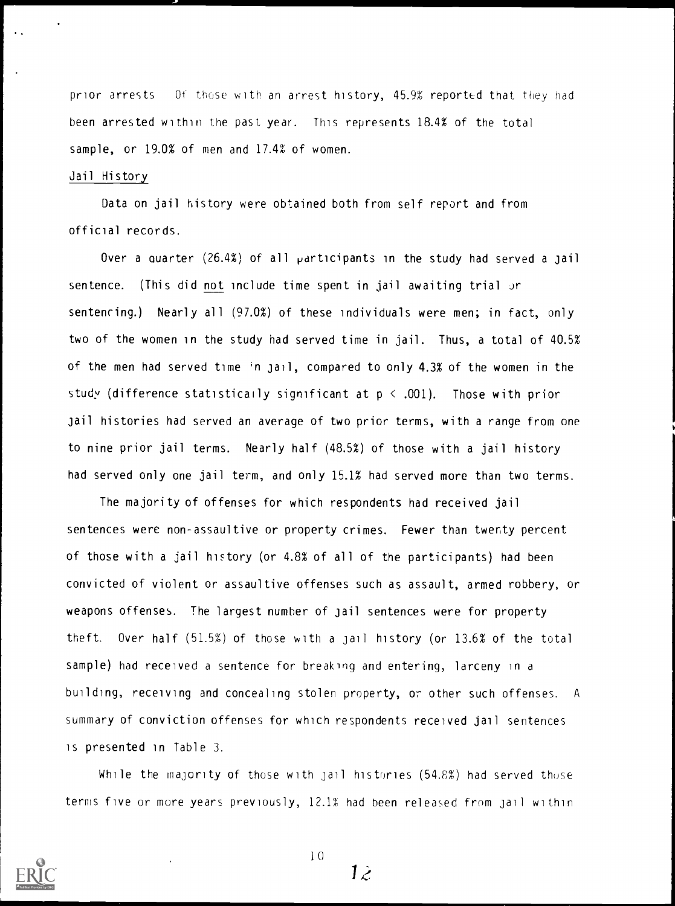prior arrests Of those with an arrest history, 45.9% reported that they had been arrested within the past year. This represents 18.4% of the total sample, or 19.0% of men and 17.4% of women.

## Jail History

Data on jail history were obtained both from self report and from official records.

Over a quarter (26.4%) of all participants in the study had served a jail sentence. (This did not include time spent in jail awaiting trial or sentencing.) Nearly all (97.0%) of these individuals were men; in fact, only two of the women in the study had served time in jail. Thus, a total of 40.5% of the men had served time in jail, compared to only 4.3% of the women in the study (difference statistically significant at $p < .001$). Those with prior jail histories had served an average of two prior terms, with a range from one to nine prior jail terms. Nearly half (48.5%) of those with a jail history had served only one jail term, and only 15.1% had served more than two terms.

The majority of offenses for which respondents had received jail sentences were non-assaultive or property crimes. Fewer than twenty percent of those with a jail history (or 4.8% of all of the participants) had been convicted of violent or assaultive offenses such as assault, armed robbery, or weapons offenses. The largest number of jail sentences were for property theft. Over half (51.5%) of those with a jail history (or 13.6% of the total sample) had received a sentence for breaking and entering, larceny in a building, receiving and concealing stolen property, or other such offenses. A summary of conviction offenses for which respondents received jail sentences is presented in Table 3.

While the majority of those with jail histories (54.8%) had served those terms five or more years previously, 12.1% had been released from jail within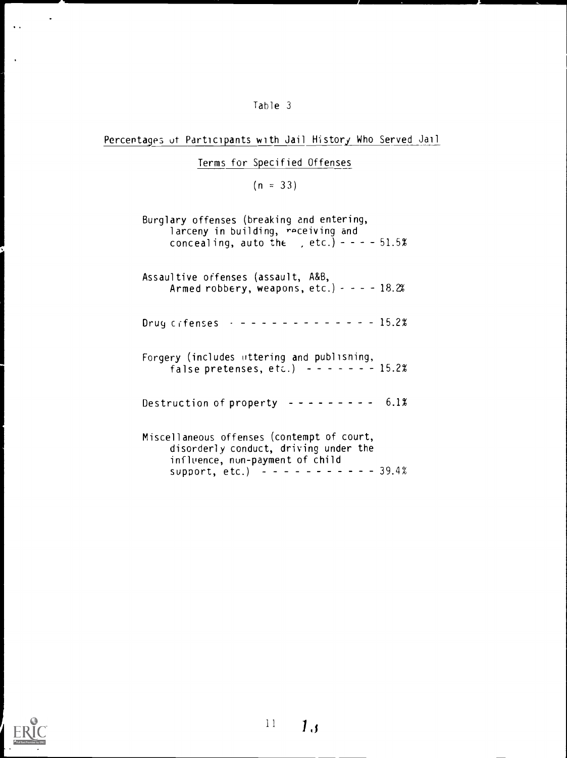Table 3

Percentages of Participants with Jail History Who Served Jail Terms for Specified Offenses

(n = 33)

| Offense | Percentage |
| --- | --- |
| Burglary offenses (breaking and entering, larceny in building, receiving and concealing, auto theft, etc.) | 51.5% |
| Assaultive offenses (assault, A&B, Armed robbery, weapons, etc.) | 18.2% |
| Drug offenses | 15.2% |
| Forgery (includes uttering and publishing, false pretenses, etc.) | 15.2% |
| Destruction of property | 6.1% |
| Miscellaneous offenses (contempt of court, disorderly conduct, driving under the influence, non-payment of child support, etc.) | 39.4% |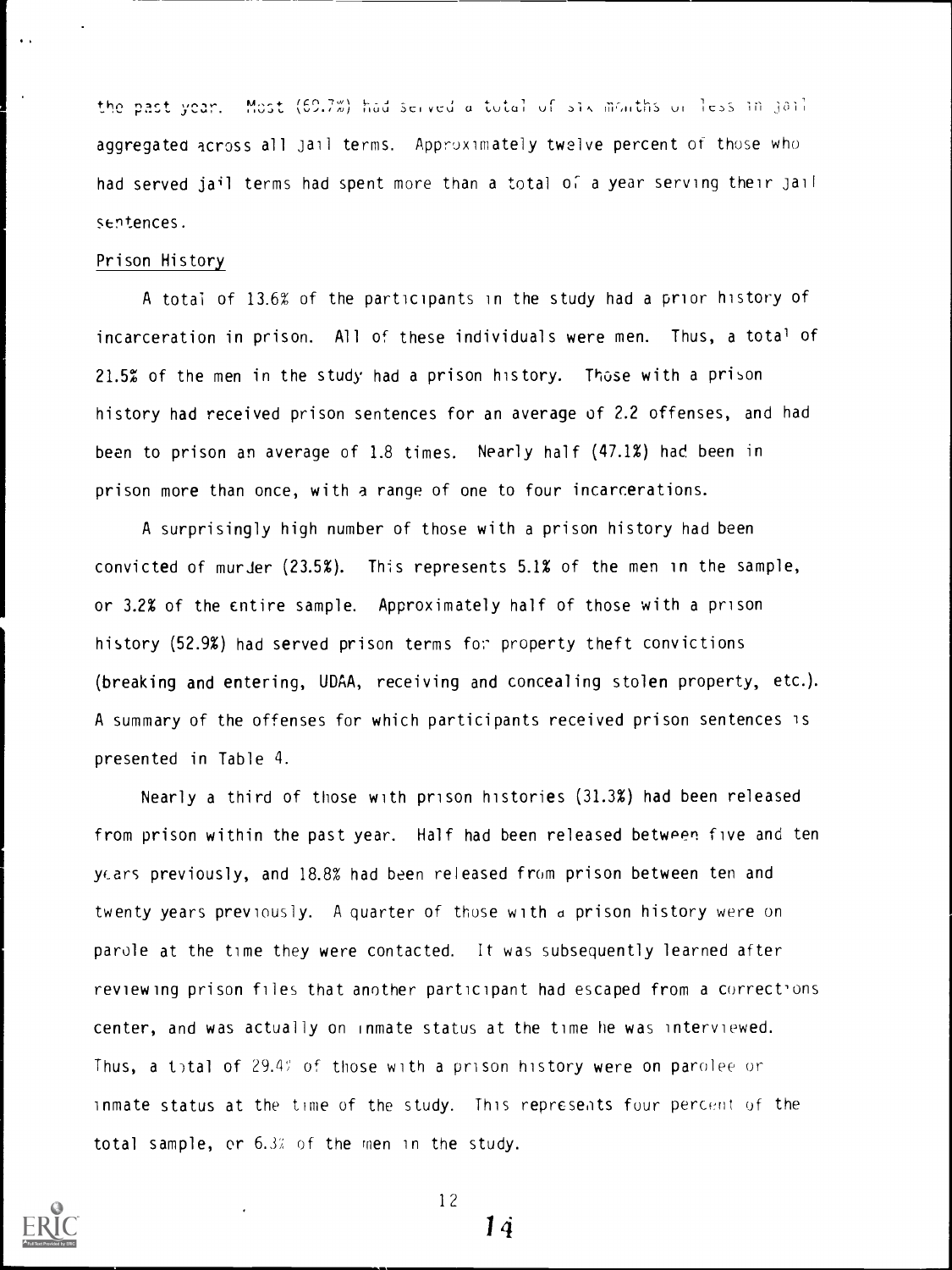the past year. Most (69.7%) had served a total of six months or less in jail aggregated across all jail terms. Approximately twelve percent of those who had served jail terms had spent more than a total of a year serving their jail sentences.

Prison History

A total of 13.6% of the participants in the study had a prior history of incarceration in prison. All of these individuals were men. Thus, a total of 21.5% of the men in the study had a prison history. Those with a prison history had received prison sentences for an average of 2.2 offenses, and had been to prison an average of 1.8 times. Nearly half (47.1%) had been in prison more than once, with a range of one to four incarcerations.

A surprisingly high number of those with a prison history had been convicted of murder (23.5%). This represents 5.1% of the men in the sample, or 3.2% of the entire sample. Approximately half of those with a prison history (52.9%) had served prison terms for property theft convictions (breaking and entering, UDAA, receiving and concealing stolen property, etc.). A summary of the offenses for which participants received prison sentences is presented in Table 4.

Nearly a third of those with prison histories (31.3%) had been released from prison within the past year. Half had been released between five and ten years previously, and 18.8% had been released from prison between ten and twenty years previously. A quarter of those with a prison history were on parole at the time they were contacted. It was subsequently learned after reviewing prison files that another participant had escaped from a corrections center, and was actually on inmate status at the time he was interviewed. Thus, a total of 29.4% of those with a prison history were on parolee or inmate status at the time of the study. This represents four percent of the total sample, or 6.3% of the men in the study.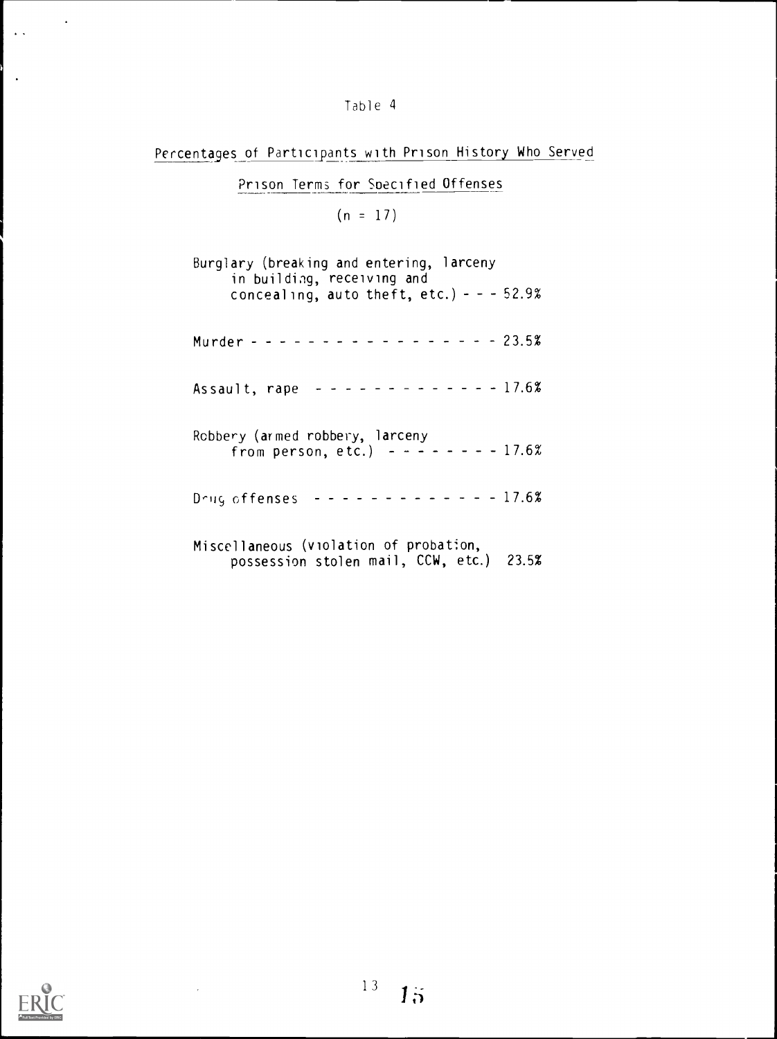Table 4

Percentages of Participants with Prison History Who Served Prison Terms for Specified Offenses

(n = 17)

| Offense | Percentage |
|---|---|
| Burglary (breaking and entering, larceny in building, receiving and concealing, auto theft, etc.) | 52.9% |
| Murder | 23.5% |
| Assault, rape | 17.6% |
| Robbery (armed robbery, larceny from person, etc.) | 17.6% |
| Drug offenses | 17.6% |
| Miscellaneous (violation of probation, possession stolen mail, CCW, etc.) | 23.5% |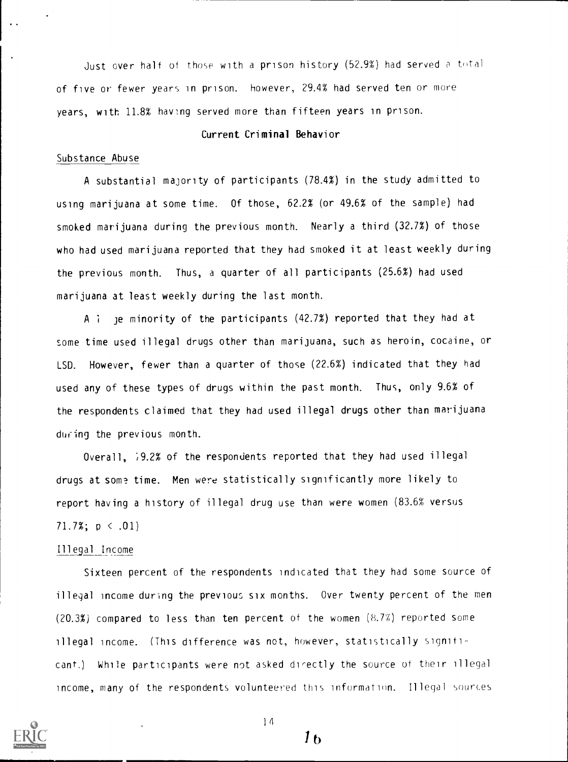Just over half of those with a prison history (52.9%) had served a total of five or fewer years in prison. However, 29.4% had served ten or more years, with 11.8% having served more than fifteen years in prison.

### Current Criminal Behavior

#### Substance Abuse

A substantial majority of participants (78.4%) in the study admitted to using marijuana at some time. Of those, 62.2% (or 49.6% of the sample) had smoked marijuana during the previous month. Nearly a third (32.7%) of those who had used marijuana reported that they had smoked it at least weekly during the previous month. Thus, a quarter of all participants (25.6%) had used marijuana at least weekly during the last month.

A large minority of the participants (42.7%) reported that they had at some time used illegal drugs other than marijuana, such as heroin, cocaine, or LSD. However, fewer than a quarter of those (22.6%) indicated that they had used any of these types of drugs within the past month. Thus, only 9.6% of the respondents claimed that they had used illegal drugs other than marijuana during the previous month.

Overall, 79.2% of the respondents reported that they had used illegal drugs at some time. Men were statistically significantly more likely to report having a history of illegal drug use than were women (83.6% versus 71.7%; $p < .01$)

#### Illegal Income

Sixteen percent of the respondents indicated that they had some source of illegal income during the previous six months. Over twenty percent of the men (20.3%) compared to less than ten percent of the women (8.7%) reported some illegal income. (This difference was not, however, statistically significant.) While participants were not asked directly the source of their illegal income, many of the respondents volunteered this information. Illegal sources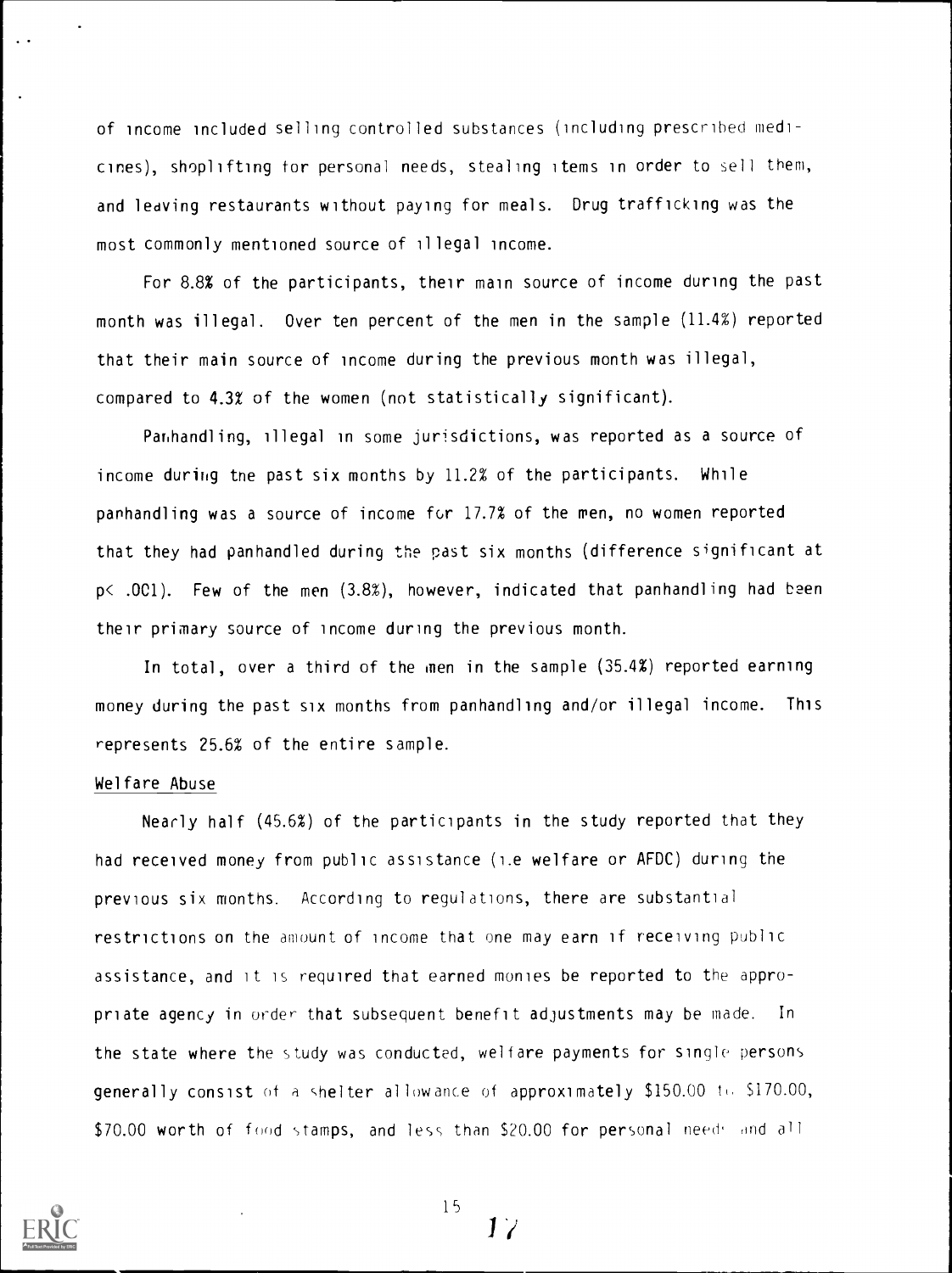of income included selling controlled substances (including prescribed medicines), shoplifting for personal needs, stealing items in order to sell them, and leaving restaurants without paying for meals. Drug trafficking was the most commonly mentioned source of illegal income.

For 8.8% of the participants, their main source of income during the past month was illegal. Over ten percent of the men in the sample (11.4%) reported that their main source of income during the previous month was illegal, compared to 4.3% of the women (not statistically significant).

Panhandling, illegal in some jurisdictions, was reported as a source of income during the past six months by 11.2% of the participants. While panhandling was a source of income for 17.7% of the men, no women reported that they had panhandled during the past six months (difference significant at $p < .001$). Few of the men (3.8%), however, indicated that panhandling had been their primary source of income during the previous month.

In total, over a third of the men in the sample (35.4%) reported earning money during the past six months from panhandling and/or illegal income. This represents 25.6% of the entire sample.

Welfare Abuse

Nearly half (45.6%) of the participants in the study reported that they had received money from public assistance (i.e welfare or AFDC) during the previous six months. According to regulations, there are substantial restrictions on the amount of income that one may earn if receiving public assistance, and it is required that earned monies be reported to the appropriate agency in order that subsequent benefit adjustments may be made. In the state where the study was conducted, welfare payments for single persons generally consist of a shelter allowance of approximately $150.00 to $170.00, $70.00 worth of food stamps, and less than $20.00 for personal needs and all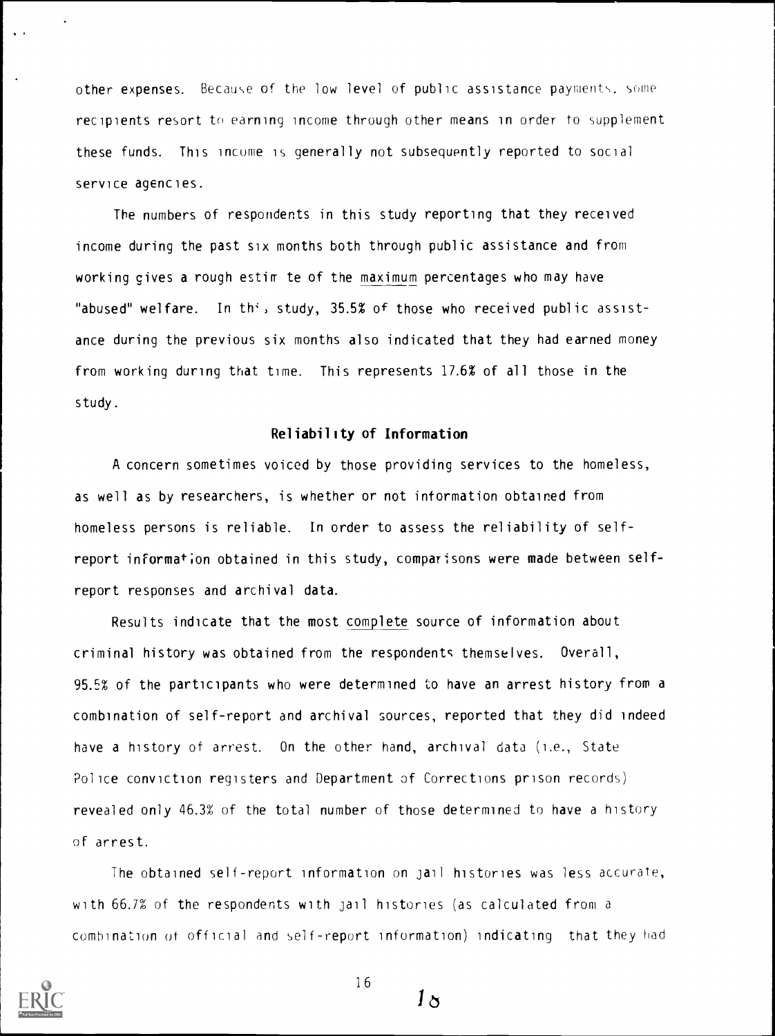other expenses. Because of the low level of public assistance payments, some recipients resort to earning income through other means in order to supplement these funds. This income is generally not subsequently reported to social service agencies.

The numbers of respondents in this study reporting that they received income during the past six months both through public assistance and from working gives a rough estimate of the maximum percentages who may have "abused" welfare. In this study, 35.5% of those who received public assistance during the previous six months also indicated that they had earned money from working during that time. This represents 17.6% of all those in the study.

### Reliability of Information

A concern sometimes voiced by those providing services to the homeless, as well as by researchers, is whether or not information obtained from homeless persons is reliable. In order to assess the reliability of self-report information obtained in this study, comparisons were made between self-report responses and archival data.

Results indicate that the most complete source of information about criminal history was obtained from the respondents themselves. Overall, 95.5% of the participants who were determined to have an arrest history from a combination of self-report and archival sources, reported that they did indeed have a history of arrest. On the other hand, archival data (i.e., State Police conviction registers and Department of Corrections prison records) revealed only 46.3% of the total number of those determined to have a history of arrest.

The obtained self-report information on jail histories was less accurate, with 66.7% of the respondents with jail histories (as calculated from a combination of official and self-report information) indicating that they had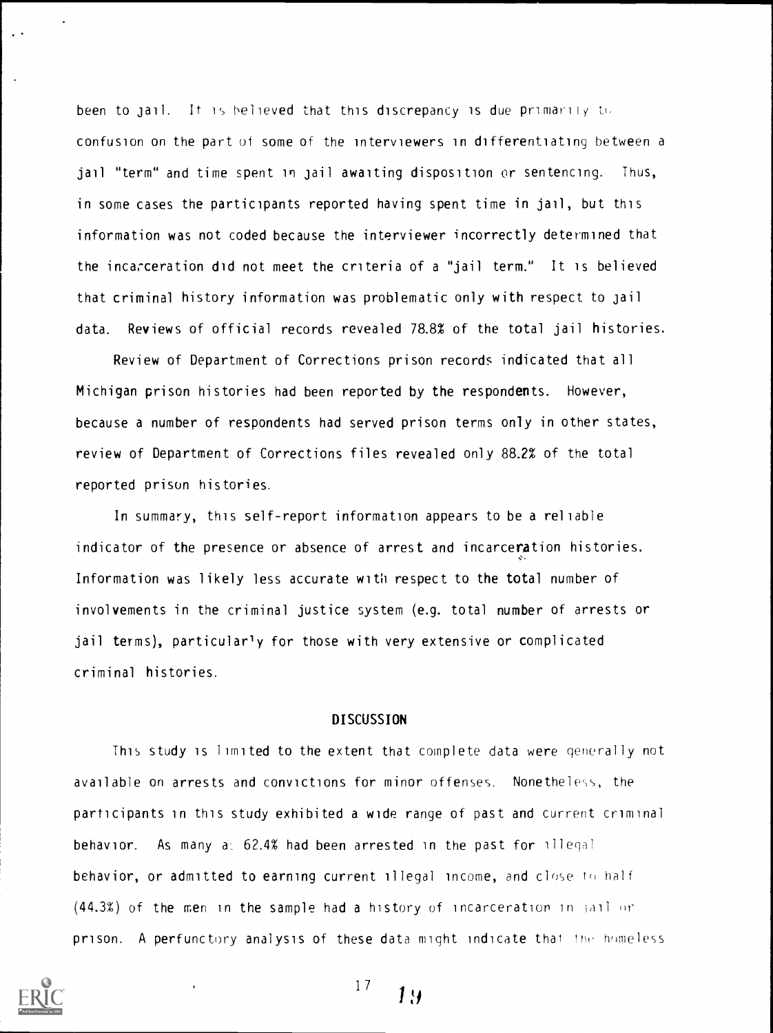been to jail. It is believed that this discrepancy is due primarily to confusion on the part of some of the interviewers in differentiating between a jail "term" and time spent in jail awaiting disposition or sentencing. Thus, in some cases the participants reported having spent time in jail, but this information was not coded because the interviewer incorrectly determined that the incarceration did not meet the criteria of a "jail term." It is believed that criminal history information was problematic only with respect to jail data. Reviews of official records revealed 78.8% of the total jail histories.

Review of Department of Corrections prison records indicated that all Michigan prison histories had been reported by the respondents. However, because a number of respondents had served prison terms only in other states, review of Department of Corrections files revealed only 88.2% of the total reported prison histories.

In summary, this self-report information appears to be a reliable indicator of the presence or absence of arrest and incarceration histories. Information was likely less accurate with respect to the total number of involvements in the criminal justice system (e.g. total number of arrests or jail terms), particularly for those with very extensive or complicated criminal histories.

## DISCUSSION

This study is limited to the extent that complete data were generally not available on arrests and convictions for minor offenses. Nonetheless, the participants in this study exhibited a wide range of past and current criminal behavior. As many as 62.4% had been arrested in the past for illegal behavior, or admitted to earning current illegal income, and close to half (44.3%) of the men in the sample had a history of incarceration in jail or prison. A perfunctory analysis of these data might indicate that the homeless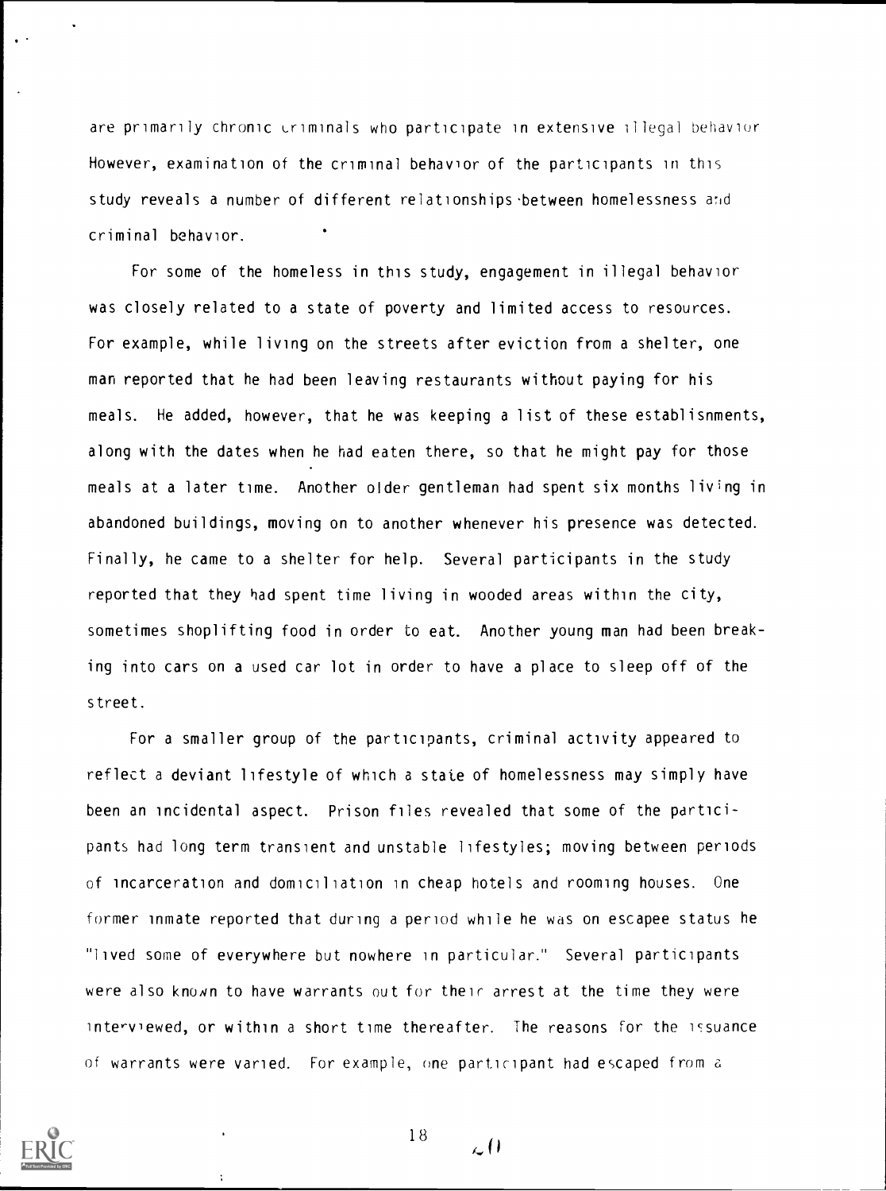are primarily chronic criminals who participate in extensive illegal behavior However, examination of the criminal behavior of the participants in this study reveals a number of different relationships between homelessness and criminal behavior.

For some of the homeless in this study, engagement in illegal behavior was closely related to a state of poverty and limited access to resources. For example, while living on the streets after eviction from a shelter, one man reported that he had been leaving restaurants without paying for his meals. He added, however, that he was keeping a list of these establisnments, along with the dates when he had eaten there, so that he might pay for those meals at a later time. Another older gentleman had spent six months living in abandoned buildings, moving on to another whenever his presence was detected. Finally, he came to a shelter for help. Several participants in the study reported that they had spent time living in wooded areas within the city, sometimes shoplifting food in order to eat. Another young man had been breaking into cars on a used car lot in order to have a place to sleep off of the street.

For a smaller group of the participants, criminal activity appeared to reflect a deviant lifestyle of which a state of homelessness may simply have been an incidental aspect. Prison files revealed that some of the participants had long term transient and unstable lifestyles; moving between periods of incarceration and domiciliation in cheap hotels and rooming houses. One former inmate reported that during a period while he was on escapee status he "lived some of everywhere but nowhere in particular." Several participants were also known to have warrants out for their arrest at the time they were interviewed, or within a short time thereafter. The reasons for the issuance of warrants were varied. For example, one participant had escaped from a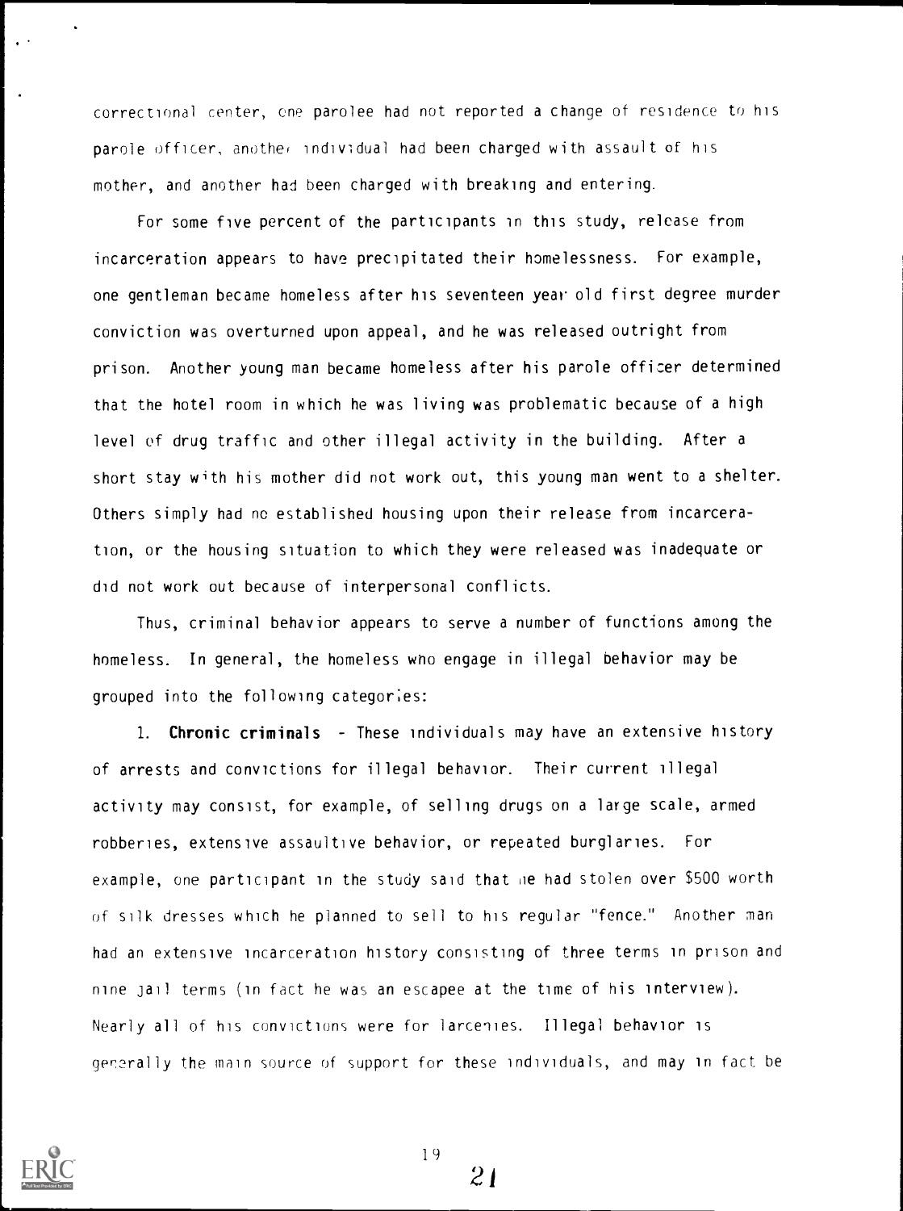correctional center, one parolee had not reported a change of residence to his parole officer, another individual had been charged with assault of his mother, and another had been charged with breaking and entering.

For some five percent of the participants in this study, release from incarceration appears to have precipitated their homelessness. For example, one gentleman became homeless after his seventeen year old first degree murder conviction was overturned upon appeal, and he was released outright from prison. Another young man became homeless after his parole officer determined that the hotel room in which he was living was problematic because of a high level of drug traffic and other illegal activity in the building. After a short stay with his mother did not work out, this young man went to a shelter. Others simply had no established housing upon their release from incarceration, or the housing situation to which they were released was inadequate or did not work out because of interpersonal conflicts.

Thus, criminal behavior appears to serve a number of functions among the homeless. In general, the homeless who engage in illegal behavior may be grouped into the following categories:

1. **Chronic criminals** - These individuals may have an extensive history of arrests and convictions for illegal behavior. Their current illegal activity may consist, for example, of selling drugs on a large scale, armed robberies, extensive assaultive behavior, or repeated burglaries. For example, one participant in the study said that he had stolen over $500 worth of silk dresses which he planned to sell to his regular "fence." Another man had an extensive incarceration history consisting of three terms in prison and nine jail terms (in fact he was an escapee at the time of his interview). Nearly all of his convictions were for larcenies. Illegal behavior is generally the main source of support for these individuals, and may in fact be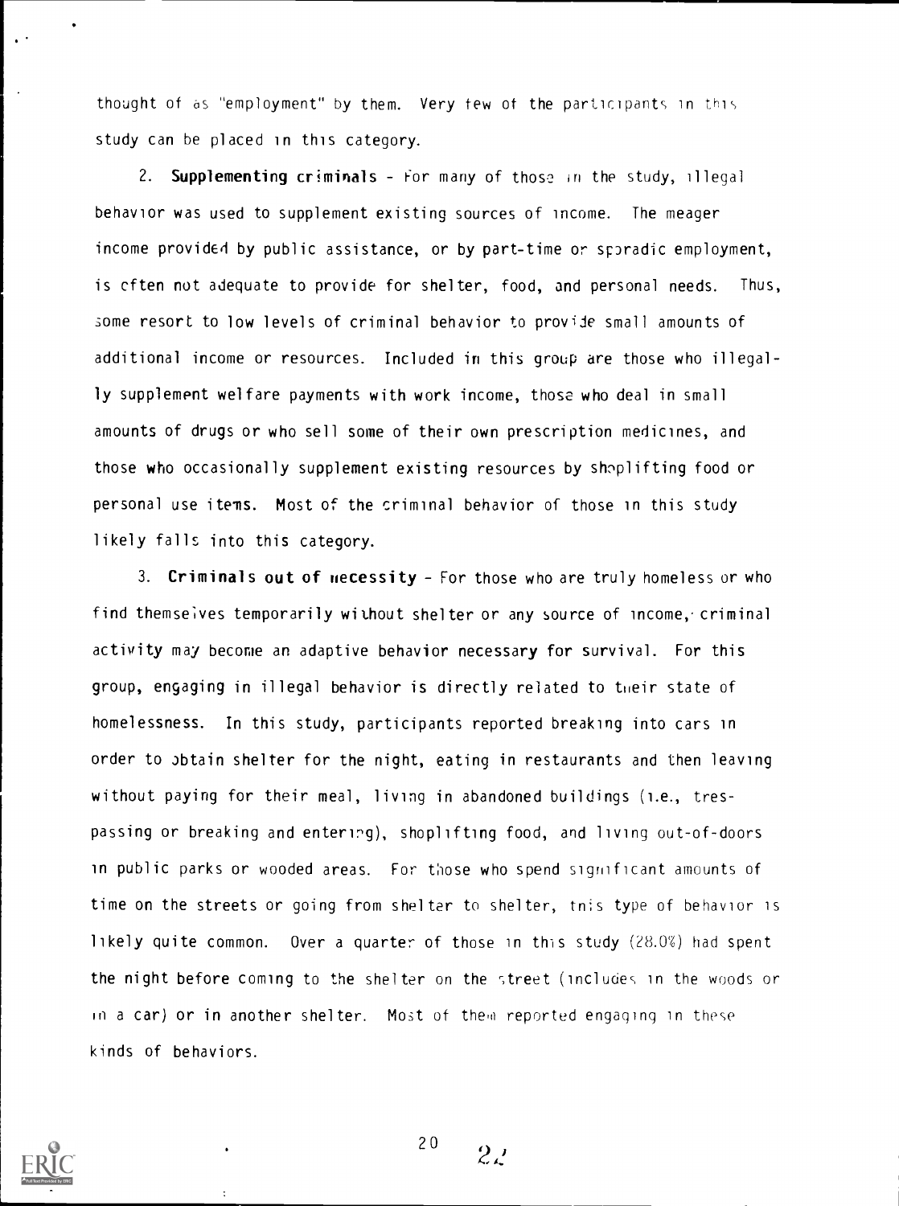thought of as "employment" by them. Very few of the participants in this study can be placed in this category.

2. **Supplementing criminals** - For many of those in the study, illegal behavior was used to supplement existing sources of income. The meager income provided by public assistance, or by part-time or sporadic employment, is often not adequate to provide for shelter, food, and personal needs. Thus, some resort to low levels of criminal behavior to provide small amounts of additional income or resources. Included in this group are those who illegally supplement welfare payments with work income, those who deal in small amounts of drugs or who sell some of their own prescription medicines, and those who occasionally supplement existing resources by shoplifting food or personal use items. Most of the criminal behavior of those in this study likely falls into this category.

3. **Criminals out of necessity** - For those who are truly homeless or who find themselves temporarily without shelter or any source of income, criminal activity may become an adaptive behavior necessary for survival. For this group, engaging in illegal behavior is directly related to their state of homelessness. In this study, participants reported breaking into cars in order to obtain shelter for the night, eating in restaurants and then leaving without paying for their meal, living in abandoned buildings (i.e., trespassing or breaking and entering), shoplifting food, and living out-of-doors in public parks or wooded areas. For those who spend significant amounts of time on the streets or going from shelter to shelter, this type of behavior is likely quite common. Over a quarter of those in this study (28.0%) had spent the night before coming to the shelter on the street (includes in the woods or in a car) or in another shelter. Most of them reported engaging in these kinds of behaviors.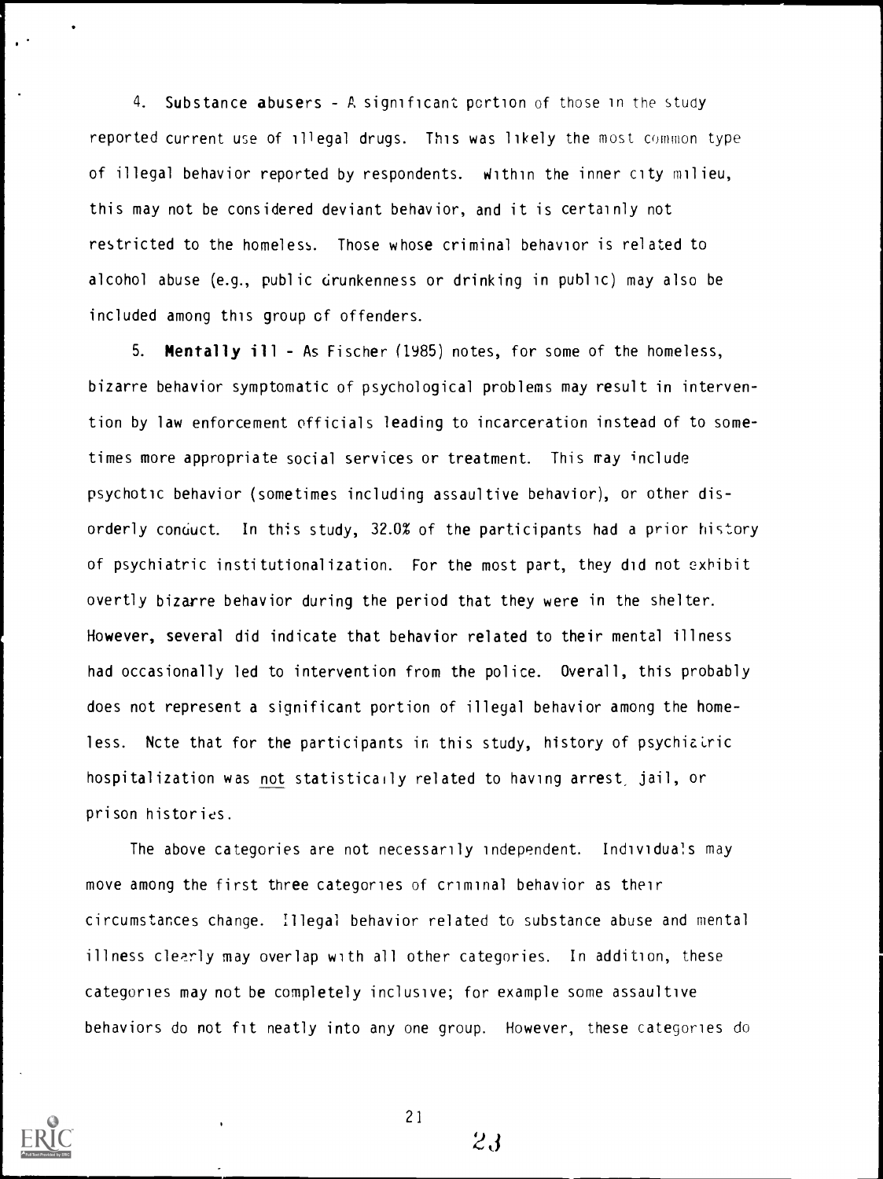4. **Substance abusers** - A significant portion of those in the study reported current use of illegal drugs. This was likely the most common type of illegal behavior reported by respondents. Within the inner city milieu, this may not be considered deviant behavior, and it is certainly not restricted to the homeless. Those whose criminal behavior is related to alcohol abuse (e.g., public drunkenness or drinking in public) may also be included among this group of offenders.

5. **Mentally ill** - As Fischer (1985) notes, for some of the homeless, bizarre behavior symptomatic of psychological problems may result in intervention by law enforcement officials leading to incarceration instead of to sometimes more appropriate social services or treatment. This may include psychotic behavior (sometimes including assaultive behavior), or other disorderly conduct. In this study, 32.0% of the participants had a prior history of psychiatric institutionalization. For the most part, they did not exhibit overtly bizarre behavior during the period that they were in the shelter. However, several did indicate that behavior related to their mental illness had occasionally led to intervention from the police. Overall, this probably does not represent a significant portion of illegal behavior among the homeless. Note that for the participants in this study, history of psychiatric hospitalization was <u>not</u> statistically related to having arrest, jail, or prison histories.

The above categories are not necessarily independent. Individuals may move among the first three categories of criminal behavior as their circumstances change. Illegal behavior related to substance abuse and mental illness clearly may overlap with all other categories. In addition, these categories may not be completely inclusive; for example some assaultive behaviors do not fit neatly into any one group. However, these categories do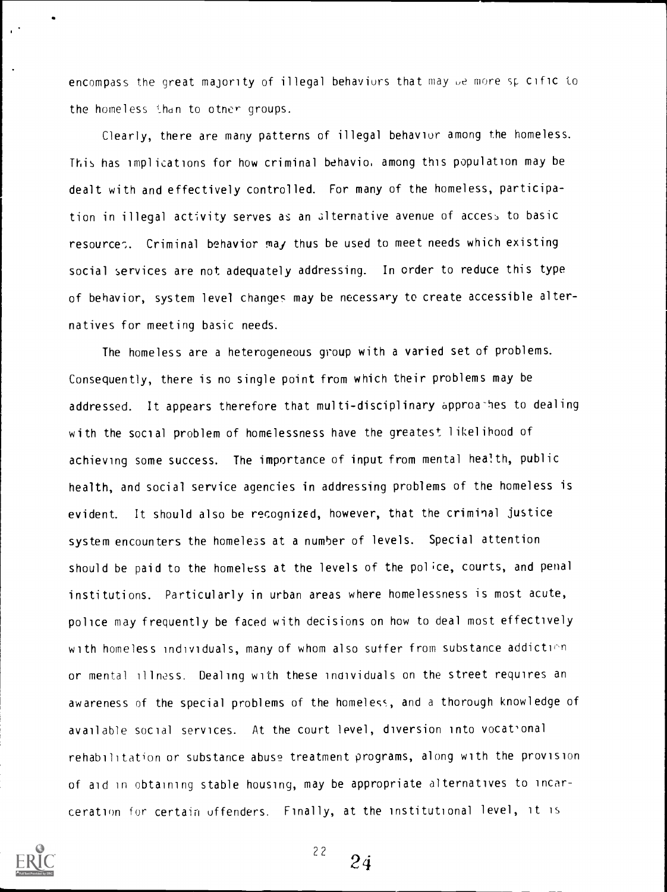encompass the great majority of illegal behaviors that may be more specific to the homeless than to other groups.

Clearly, there are many patterns of illegal behavior among the homeless. This has implications for how criminal behavior among this population may be dealt with and effectively controlled. For many of the homeless, participation in illegal activity serves as an alternative avenue of access to basic resources. Criminal behavior may thus be used to meet needs which existing social services are not adequately addressing. In order to reduce this type of behavior, system level changes may be necessary to create accessible alternatives for meeting basic needs.

The homeless are a heterogeneous group with a varied set of problems. Consequently, there is no single point from which their problems may be addressed. It appears therefore that multi-disciplinary approaches to dealing with the social problem of homelessness have the greatest likelihood of achieving some success. The importance of input from mental health, public health, and social service agencies in addressing problems of the homeless is evident. It should also be recognized, however, that the criminal justice system encounters the homeless at a number of levels. Special attention should be paid to the homeless at the levels of the police, courts, and penal institutions. Particularly in urban areas where homelessness is most acute, police may frequently be faced with decisions on how to deal most effectively with homeless individuals, many of whom also suffer from substance addiction or mental illness. Dealing with these individuals on the street requires an awareness of the special problems of the homeless, and a thorough knowledge of available social services. At the court level, diversion into vocational rehabilitation or substance abuse treatment programs, along with the provision of aid in obtaining stable housing, may be appropriate alternatives to incarceration for certain offenders. Finally, at the institutional level, it is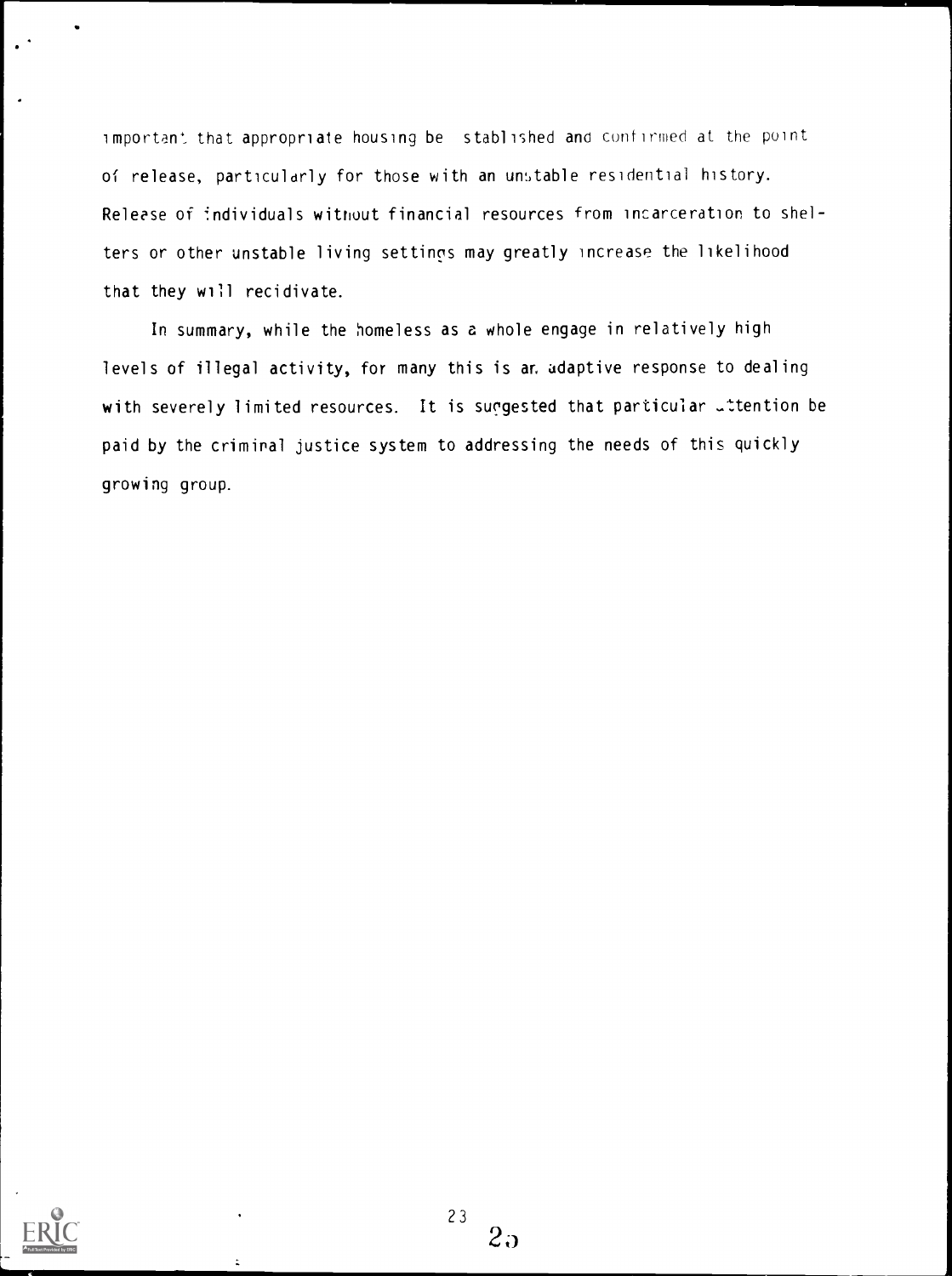important that appropriate housing be established and confirmed at the point of release, particularly for those with an unstable residential history. Release of individuals without financial resources from incarceration to shelters or other unstable living settings may greatly increase the likelihood that they will recidivate.

In summary, while the homeless as a whole engage in relatively high levels of illegal activity, for many this is an adaptive response to dealing with severely limited resources. It is suggested that particular attention be paid by the criminal justice system to addressing the needs of this quickly growing group.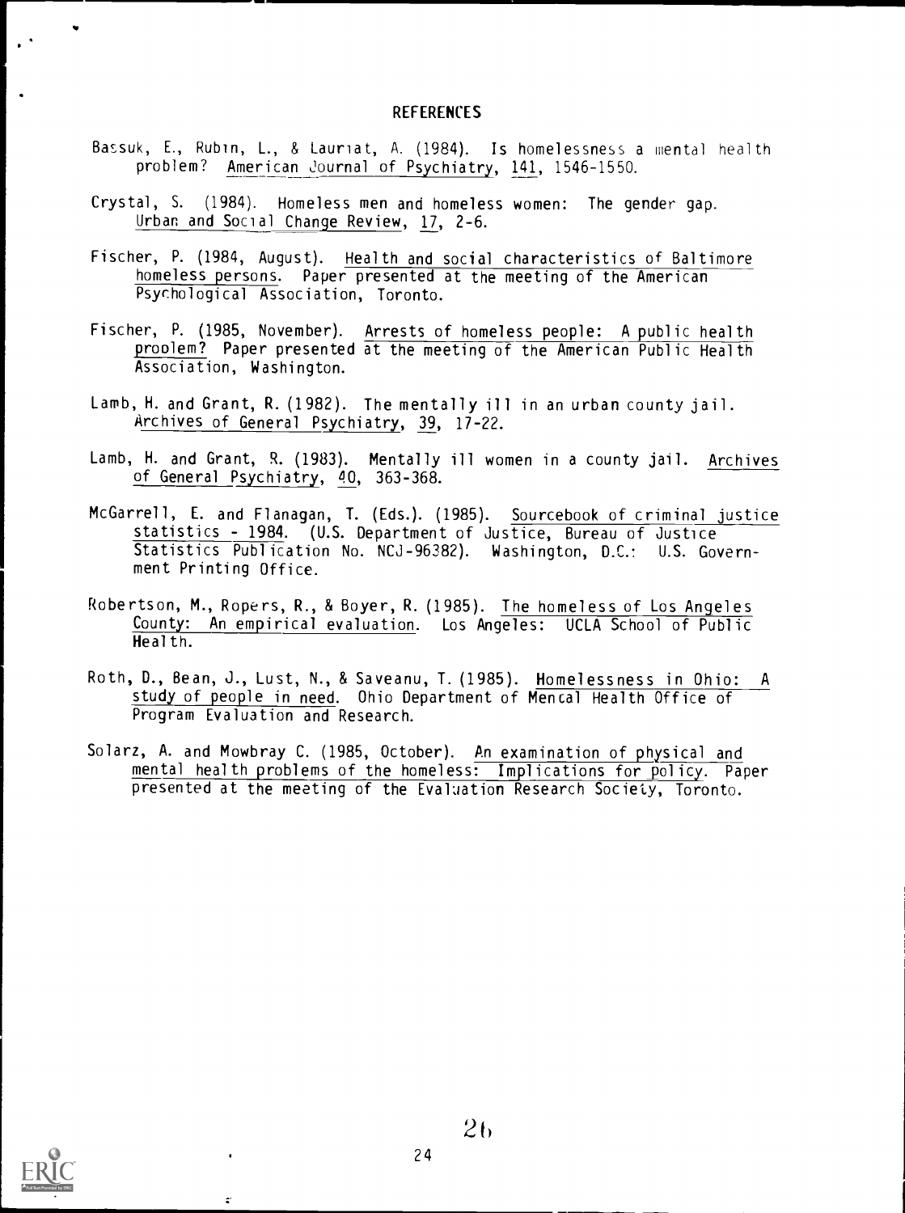## REFERENCES

Bassuk, E., Rubin, L., & Lauriat, A. (1984). Is homelessness a mental health problem? American Journal of Psychiatry, 141, 1546-1550.

Crystal, S. (1984). Homeless men and homeless women: The gender gap. Urban and Social Change Review, 17, 2-6.

Fischer, P. (1984, August). Health and social characteristics of Baltimore homeless persons. Paper presented at the meeting of the American Psychological Association, Toronto.

Fischer, P. (1985, November). Arrests of homeless people: A public health problem? Paper presented at the meeting of the American Public Health Association, Washington.

Lamb, H. and Grant, R. (1982). The mentally ill in an urban county jail. Archives of General Psychiatry, 39, 17-22.

Lamb, H. and Grant, R. (1983). Mentally ill women in a county jail. Archives of General Psychiatry, 40, 363-368.

McGarrell, E. and Flanagan, T. (Eds.). (1985). Sourcebook of criminal justice statistics - 1984. (U.S. Department of Justice, Bureau of Justice Statistics Publication No. NCJ-96382). Washington, D.C.: U.S. Government Printing Office.

Robertson, M., Ropers, R., & Boyer, R. (1985). The homeless of Los Angeles County: An empirical evaluation. Los Angeles: UCLA School of Public Health.

Roth, D., Bean, J., Lust, N., & Saveanu, T. (1985). Homelessness in Ohio: A study of people in need. Ohio Department of Mental Health Office of Program Evaluation and Research.

Solarz, A. and Mowbray C. (1985, October). An examination of physical and mental health problems of the homeless: Implications for policy. Paper presented at the meeting of the Evaluation Research Society, Toronto.